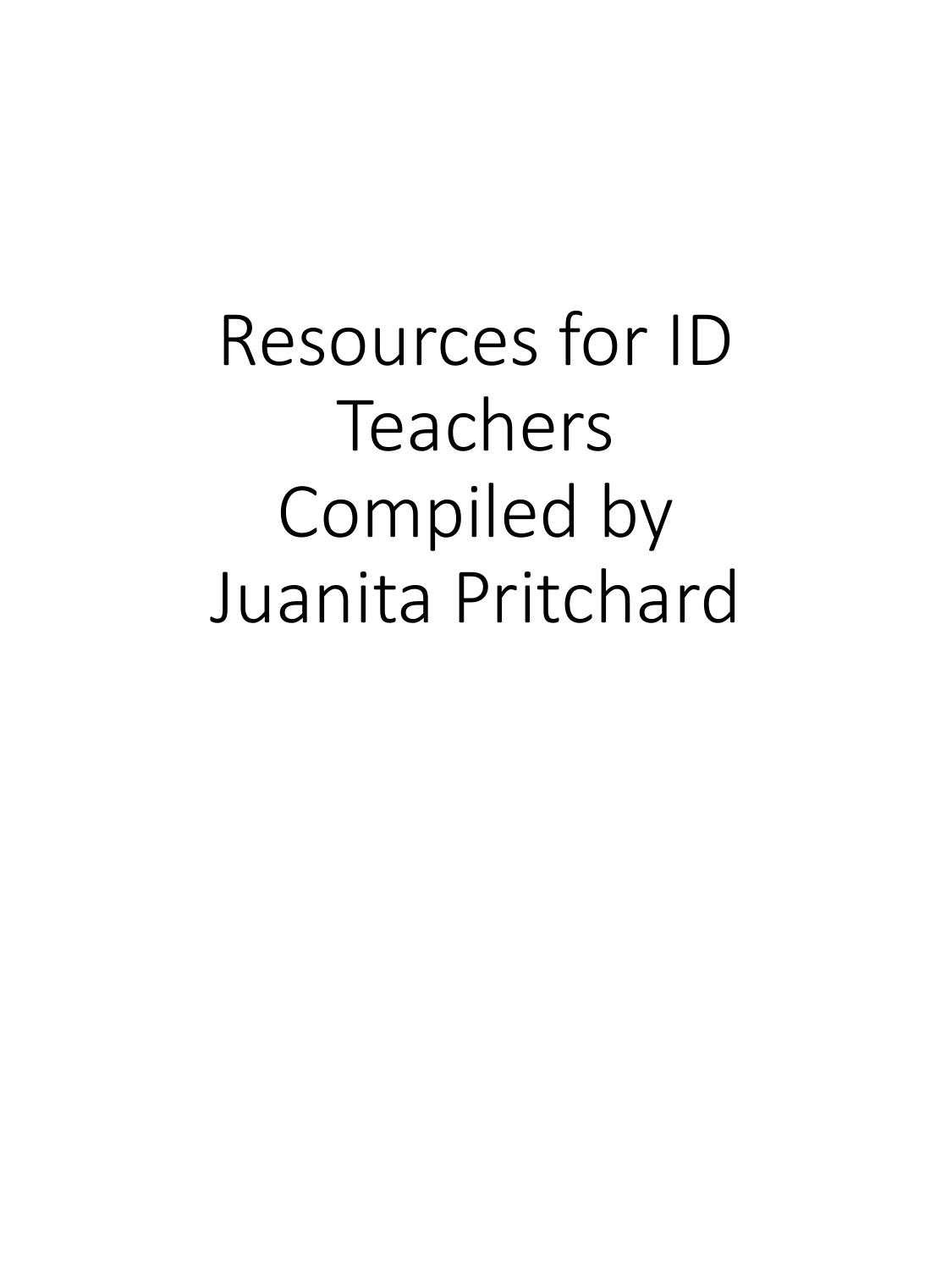# Resources for ID Teachers Compiled by Juanita Pritchard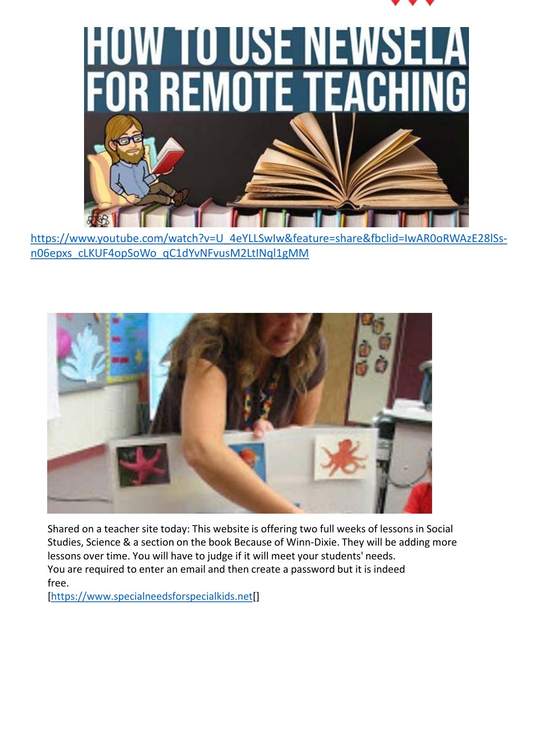https://www.youtube.com/watch?v=U_4eYLLSwIw&feature=share&fbclid=IwAR0oRWAzE28lSs-n06epxs_cLKUF4opSoWo_qC1dYvNFvusM2LtINql1gMM

Shared on a teacher site today: This website is offering two full weeks of lessons in Social Studies, Science & a section on the book Because of Winn-Dixie. They will be adding more lessons over time. You will have to judge if it will meet your students' needs.
You are required to enter an email and then create a password but it is indeed free.
[https://www.specialneedsforspecialkids.net[]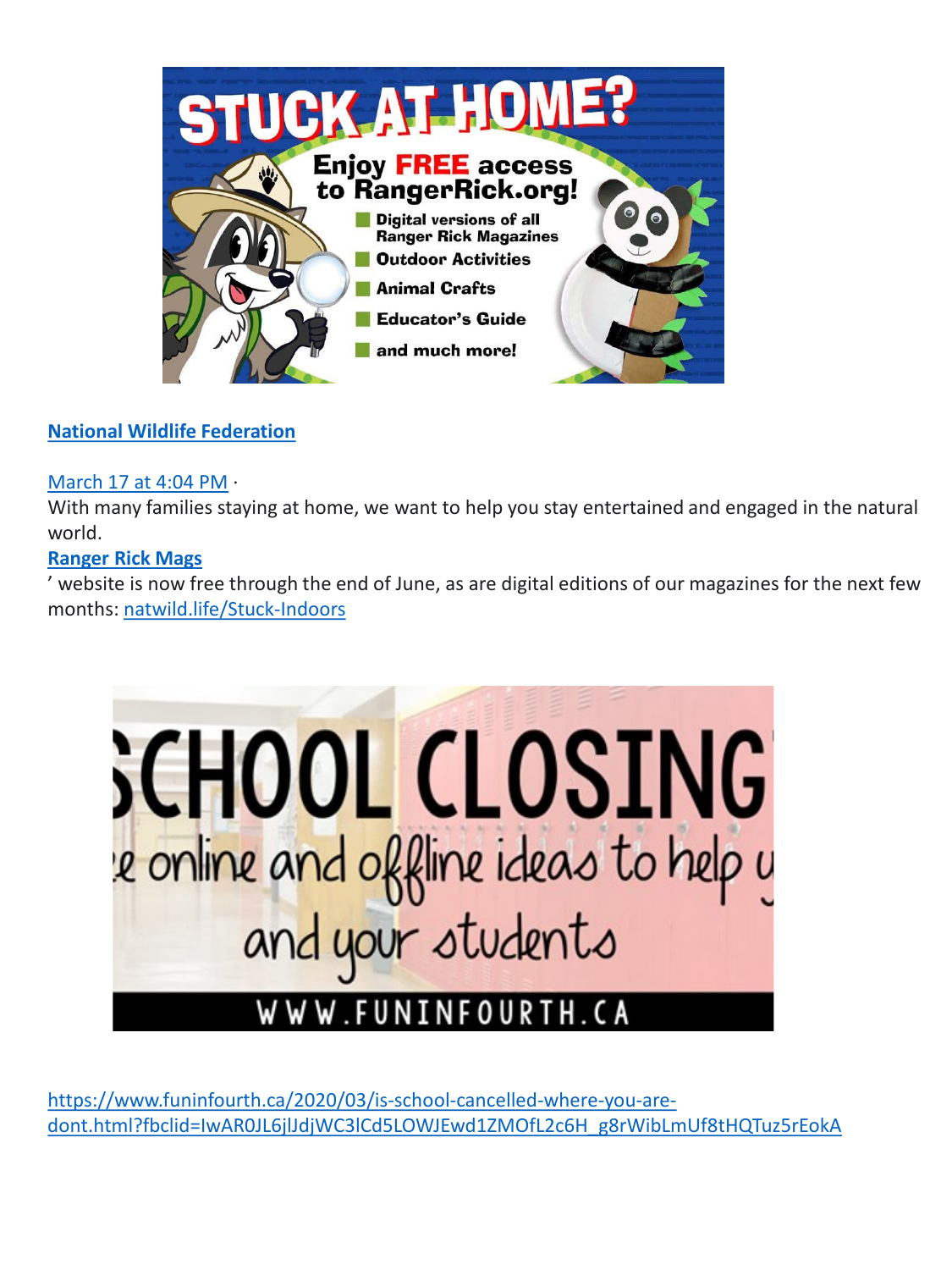STUCK AT HOME?

Enjoy FREE access to RangerRick.org!

- Digital versions of all Ranger Rick Magazines
- Outdoor Activities
- Animal Crafts
- Educator's Guide
- and much more!

**[National Wildlife Federation]**

[March 17 at 4:04 PM] ·
With many families staying at home, we want to help you stay entertained and engaged in the natural world.
**[Ranger Rick Mags]**
' website is now free through the end of June, as are digital editions of our magazines for the next few months: [natwild.life/Stuck-Indoors]

SCHOOL CLOSING
e online and offline ideas to help y
and your students
WWW.FUNINFOURTH.CA

[https://www.funinfourth.ca/2020/03/is-school-cancelled-where-you-are-dont.html?fbclid=IwAR0JL6jlJdjWC3lCd5LOWJEwd1ZMOfL2c6H_g8rWibLmUf8tHQTuz5rEokA]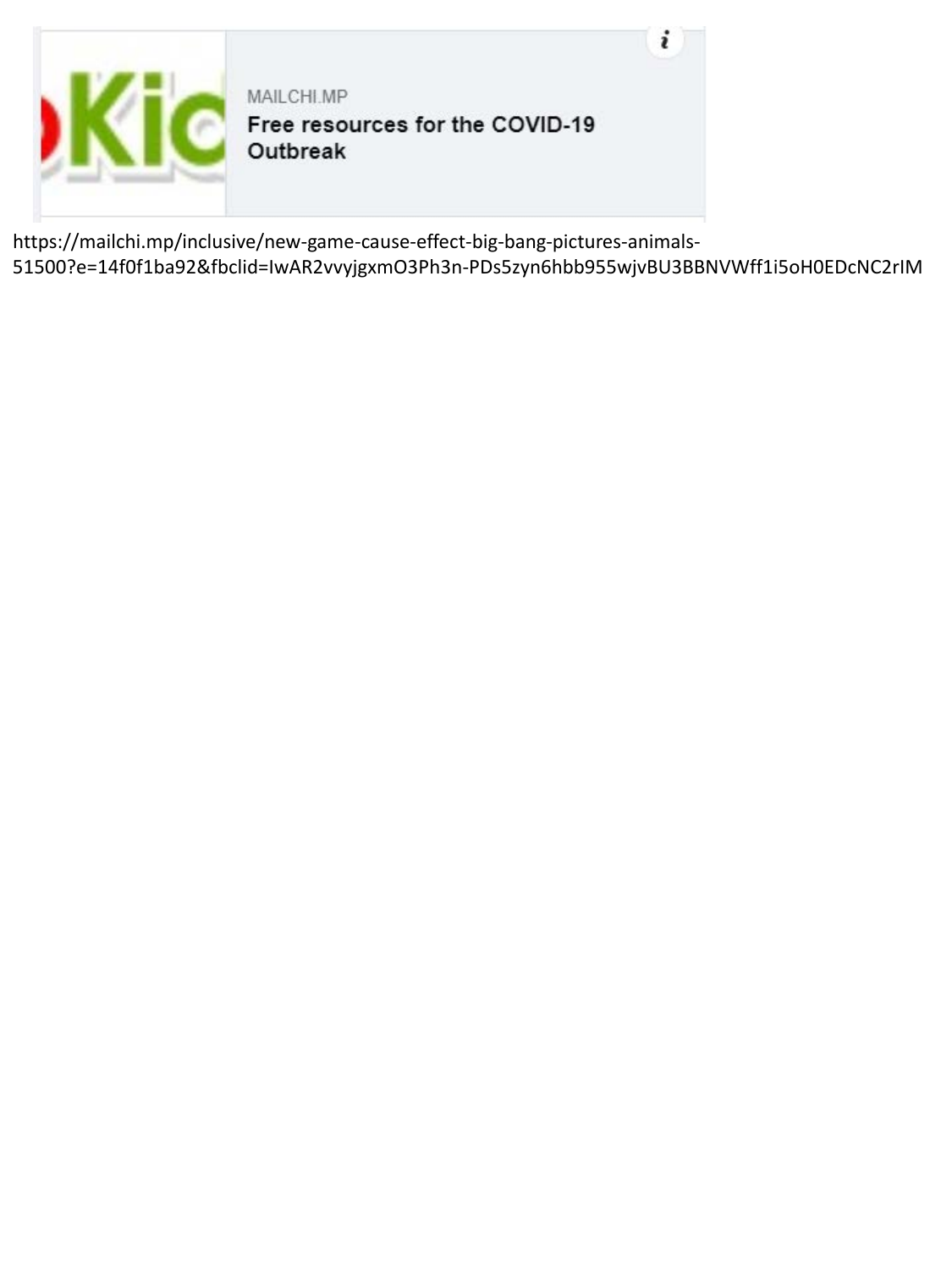MAILCHI.MP

**Free resources for the COVID-19 Outbreak**

https://mailchi.mp/inclusive/new-game-cause-effect-big-bang-pictures-animals-51500?e=14f0f1ba92&fbclid=IwAR2vvyjgxmO3Ph3n-PDs5zyn6hbb955wjvBU3BBNVWff1i5oH0EDcNC2rIM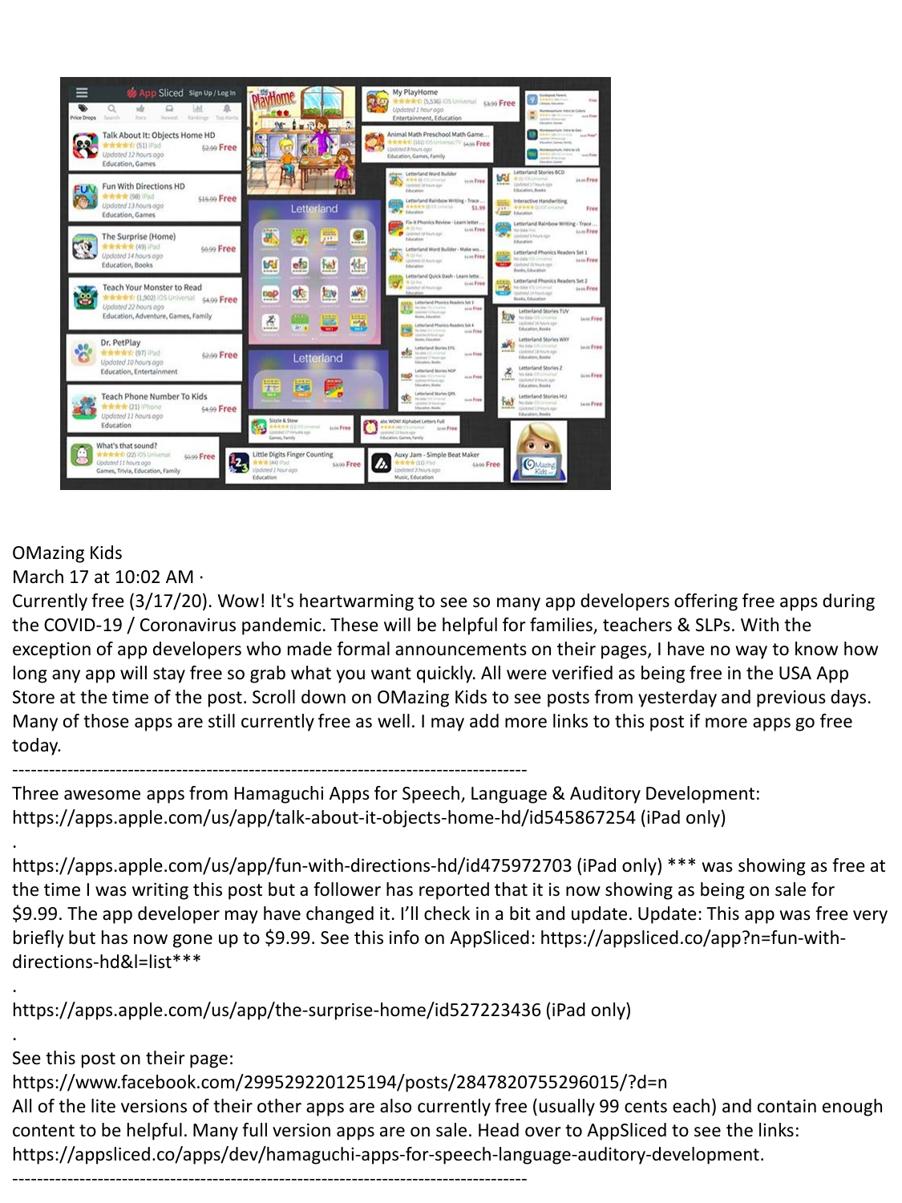OMazing Kids
March 17 at 10:02 AM ·
Currently free (3/17/20). Wow! It's heartwarming to see so many app developers offering free apps during the COVID-19 / Coronavirus pandemic. These will be helpful for families, teachers & SLPs. With the exception of app developers who made formal announcements on their pages, I have no way to know how long any app will stay free so grab what you want quickly. All were verified as being free in the USA App Store at the time of the post. Scroll down on OMazing Kids to see posts from yesterday and previous days. Many of those apps are still currently free as well. I may add more links to this post if more apps go free today.

---------------------------------------------------------------------------------------

Three awesome apps from Hamaguchi Apps for Speech, Language & Auditory Development:
https://apps.apple.com/us/app/talk-about-it-objects-home-hd/id545867254 (iPad only)

.

https://apps.apple.com/us/app/fun-with-directions-hd/id475972703 (iPad only) *** was showing as free at the time I was writing this post but a follower has reported that it is now showing as being on sale for $9.99. The app developer may have changed it. I'll check in a bit and update. Update: This app was free very briefly but has now gone up to $9.99. See this info on AppSliced: https://appsliced.co/app?n=fun-with-directions-hd&l=list***

.

https://apps.apple.com/us/app/the-surprise-home/id527223436 (iPad only)

.

See this post on their page:
https://www.facebook.com/299529220125194/posts/2847820755296015/?d=n
All of the lite versions of their other apps are also currently free (usually 99 cents each) and contain enough content to be helpful. Many full version apps are on sale. Head over to AppSliced to see the links:
https://appsliced.co/apps/dev/hamaguchi-apps-for-speech-language-auditory-development.

---------------------------------------------------------------------------------------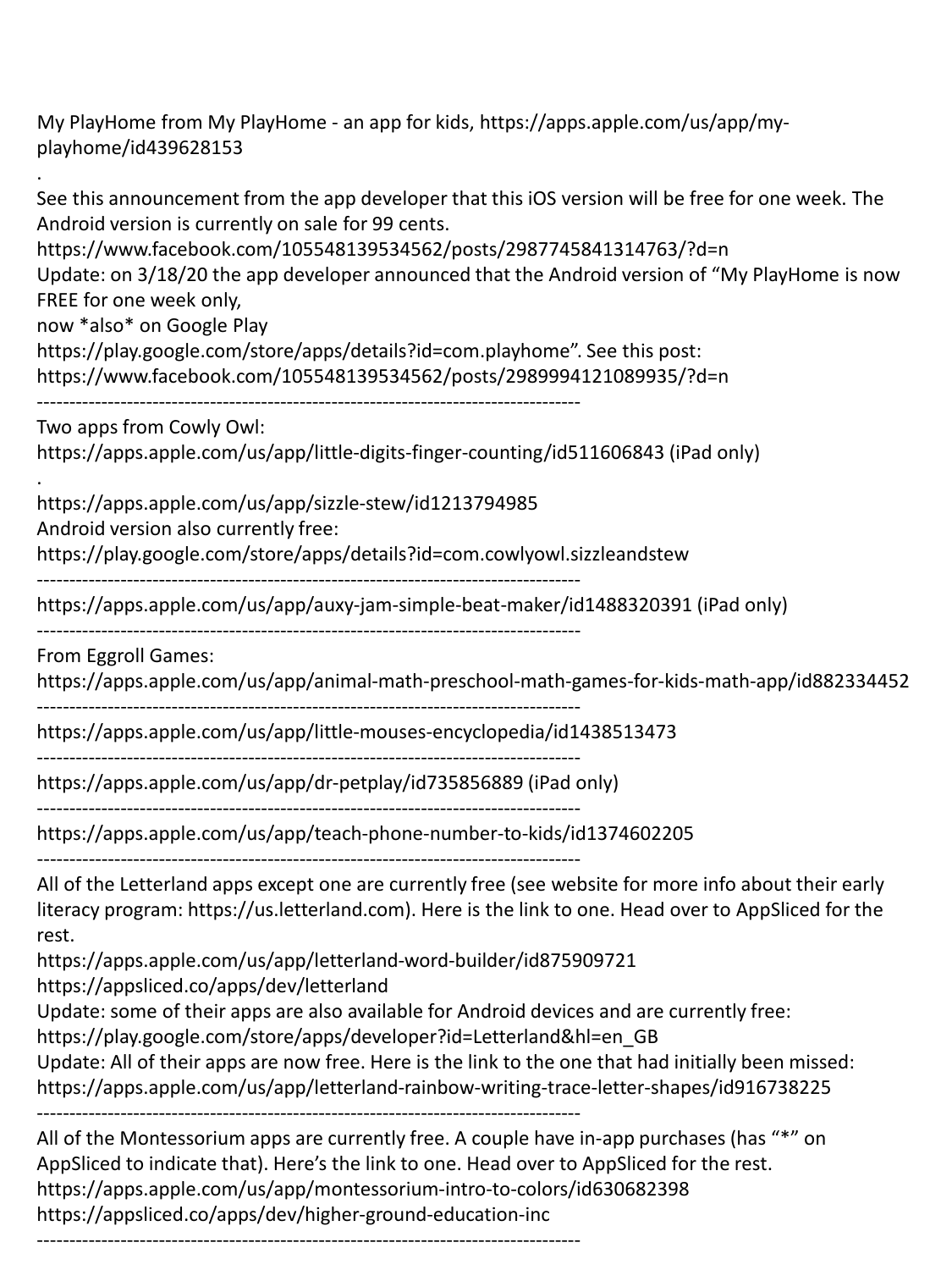My PlayHome from My PlayHome - an app for kids, https://apps.apple.com/us/app/my-playhome/id439628153

.

See this announcement from the app developer that this iOS version will be free for one week. The Android version is currently on sale for 99 cents.
https://www.facebook.com/105548139534562/posts/2987745841314763/?d=n
Update: on 3/18/20 the app developer announced that the Android version of "My PlayHome is now FREE for one week only,
now *also* on Google Play
https://play.google.com/store/apps/details?id=com.playhome". See this post:
https://www.facebook.com/105548139534562/posts/2989994121089935/?d=n

------------------------------------------------------------------------------------

Two apps from Cowly Owl:
https://apps.apple.com/us/app/little-digits-finger-counting/id511606843 (iPad only)

.

https://apps.apple.com/us/app/sizzle-stew/id1213794985
Android version also currently free:
https://play.google.com/store/apps/details?id=com.cowlyowl.sizzleandstew

------------------------------------------------------------------------------------

https://apps.apple.com/us/app/auxy-jam-simple-beat-maker/id1488320391 (iPad only)

------------------------------------------------------------------------------------

From Eggroll Games:
https://apps.apple.com/us/app/animal-math-preschool-math-games-for-kids-math-app/id882334452

------------------------------------------------------------------------------------

https://apps.apple.com/us/app/little-mouses-encyclopedia/id1438513473

------------------------------------------------------------------------------------

https://apps.apple.com/us/app/dr-petplay/id735856889 (iPad only)

------------------------------------------------------------------------------------

https://apps.apple.com/us/app/teach-phone-number-to-kids/id1374602205

------------------------------------------------------------------------------------

All of the Letterland apps except one are currently free (see website for more info about their early literacy program: https://us.letterland.com). Here is the link to one. Head over to AppSliced for the rest.
https://apps.apple.com/us/app/letterland-word-builder/id875909721
https://appsliced.co/apps/dev/letterland
Update: some of their apps are also available for Android devices and are currently free:
https://play.google.com/store/apps/developer?id=Letterland&hl=en_GB
Update: All of their apps are now free. Here is the link to the one that had initially been missed:
https://apps.apple.com/us/app/letterland-rainbow-writing-trace-letter-shapes/id916738225

------------------------------------------------------------------------------------

All of the Montessorium apps are currently free. A couple have in-app purchases (has "*" on AppSliced to indicate that). Here's the link to one. Head over to AppSliced for the rest.
https://apps.apple.com/us/app/montessorium-intro-to-colors/id630682398
https://appsliced.co/apps/dev/higher-ground-education-inc

------------------------------------------------------------------------------------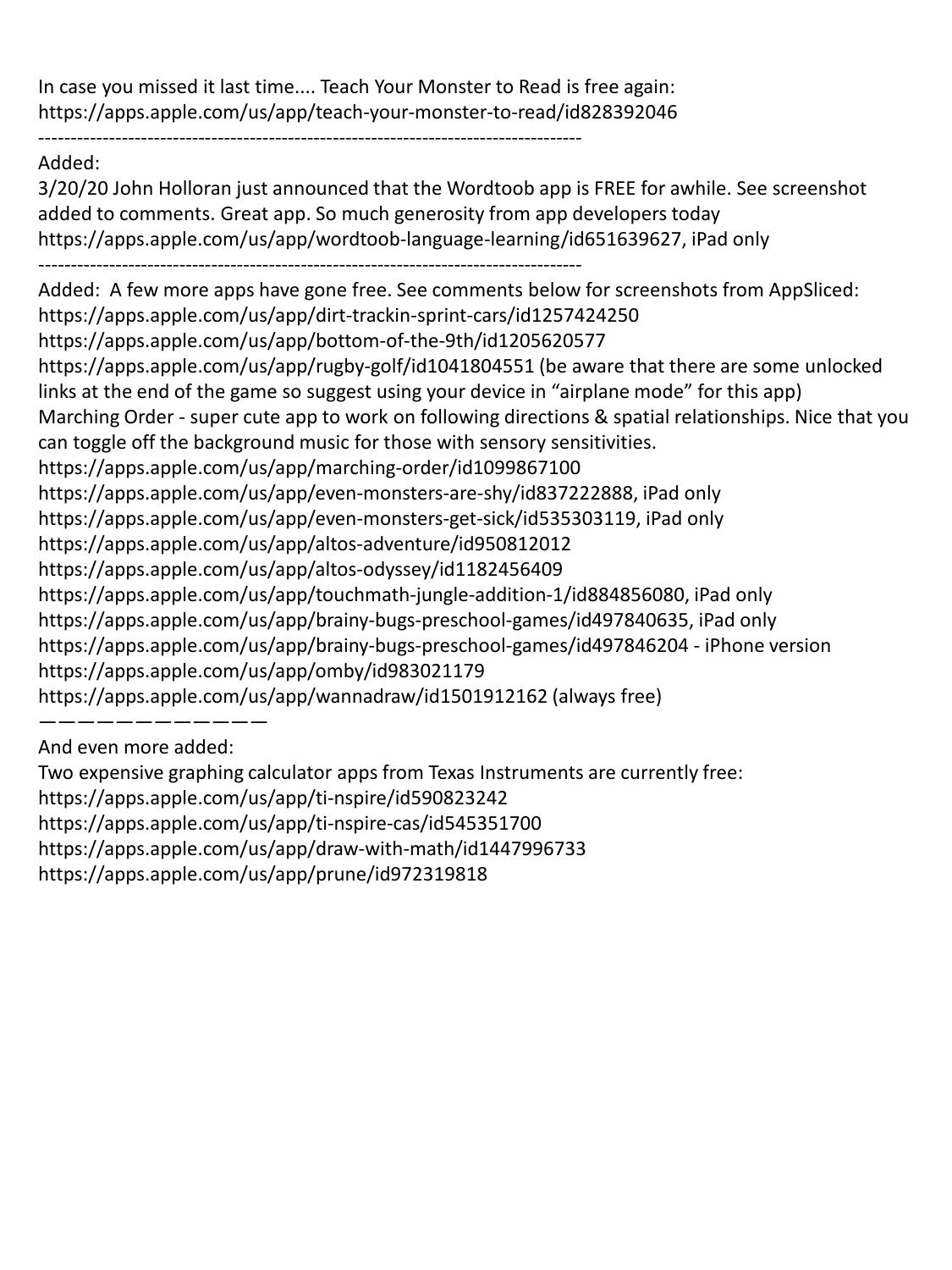In case you missed it last time.... Teach Your Monster to Read is free again:
https://apps.apple.com/us/app/teach-your-monster-to-read/id828392046

---

Added:
3/20/20 John Holloran just announced that the Wordtoob app is FREE for awhile. See screenshot added to comments. Great app. So much generosity from app developers today
https://apps.apple.com/us/app/wordtoob-language-learning/id651639627, iPad only

---

Added: A few more apps have gone free. See comments below for screenshots from AppSliced:
https://apps.apple.com/us/app/dirt-trackin-sprint-cars/id1257424250
https://apps.apple.com/us/app/bottom-of-the-9th/id1205620577
https://apps.apple.com/us/app/rugby-golf/id1041804551 (be aware that there are some unlocked links at the end of the game so suggest using your device in "airplane mode" for this app)
Marching Order - super cute app to work on following directions & spatial relationships. Nice that you can toggle off the background music for those with sensory sensitivities.
https://apps.apple.com/us/app/marching-order/id1099867100
https://apps.apple.com/us/app/even-monsters-are-shy/id837222888, iPad only
https://apps.apple.com/us/app/even-monsters-get-sick/id535303119, iPad only
https://apps.apple.com/us/app/altos-adventure/id950812012
https://apps.apple.com/us/app/altos-odyssey/id1182456409
https://apps.apple.com/us/app/touchmath-jungle-addition-1/id884856080, iPad only
https://apps.apple.com/us/app/brainy-bugs-preschool-games/id497840635, iPad only
https://apps.apple.com/us/app/brainy-bugs-preschool-games/id497846204 - iPhone version
https://apps.apple.com/us/app/omby/id983021179
https://apps.apple.com/us/app/wannadraw/id1501912162 (always free)

———————————

And even more added:
Two expensive graphing calculator apps from Texas Instruments are currently free:
https://apps.apple.com/us/app/ti-nspire/id590823242
https://apps.apple.com/us/app/ti-nspire-cas/id545351700
https://apps.apple.com/us/app/draw-with-math/id1447996733
https://apps.apple.com/us/app/prune/id972319818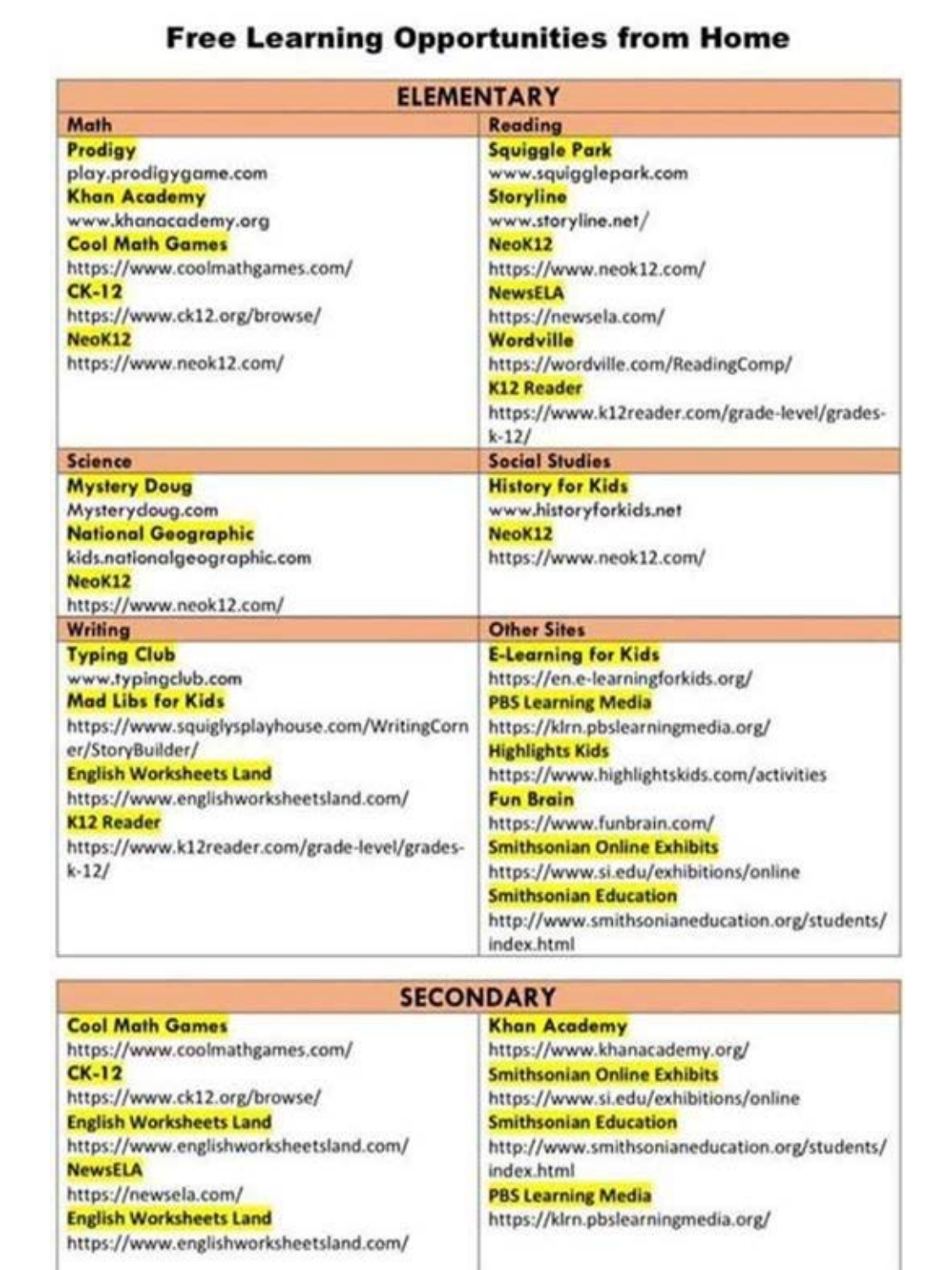# Free Learning Opportunities from Home

## ELEMENTARY

| Math | Reading |
| --- | --- |
| **Prodigy**<br>play.prodigygame.com<br>**Khan Academy**<br>www.khanacademy.org<br>**Cool Math Games**<br>https://www.coolmathgames.com/<br>**CK-12**<br>https://www.ck12.org/browse/<br>**NeoK12**<br>https://www.neok12.com/ | **Squiggle Park**<br>www.squigglepark.com<br>**Storyline**<br>www.storyline.net/<br>**NeoK12**<br>https://www.neok12.com/<br>**NewsELA**<br>https://newsela.com/<br>**Wordville**<br>https://wordville.com/ReadingComp/<br>**K12 Reader**<br>https://www.k12reader.com/grade-level/grades-k-12/ |
| **Science** | **Social Studies** |
| **Mystery Doug**<br>Mysterydoug.com<br>**National Geographic**<br>kids.nationalgeographic.com<br>**NeoK12**<br>https://www.neok12.com/ | **History for Kids**<br>www.historyforkids.net<br>**NeoK12**<br>https://www.neok12.com/ |
| **Writing** | **Other Sites** |
| **Typing Club**<br>www.typingclub.com<br>**Mad Libs for Kids**<br>https://www.squiglysplayhouse.com/WritingCorner/StoryBuilder/<br>**English Worksheets Land**<br>https://www.englishworksheetsland.com/<br>**K12 Reader**<br>https://www.k12reader.com/grade-level/grades-k-12/ | **E-Learning for Kids**<br>https://en.e-learningforkids.org/<br>**PBS Learning Media**<br>https://klrn.pbslearningmedia.org/<br>**Highlights Kids**<br>https://www.highlightskids.com/activities<br>**Fun Brain**<br>https://www.funbrain.com/<br>**Smithsonian Online Exhibits**<br>https://www.si.edu/exhibitions/online<br>**Smithsonian Education**<br>http://www.smithsonianeducation.org/students/index.html |

## SECONDARY

| | |
| --- | --- |
| **Cool Math Games**<br>https://www.coolmathgames.com/<br>**CK-12**<br>https://www.ck12.org/browse/<br>**English Worksheets Land**<br>https://www.englishworksheetsland.com/<br>**NewsELA**<br>https://newsela.com/<br>**English Worksheets Land**<br>https://www.englishworksheetsland.com/ | **Khan Academy**<br>https://www.khanacademy.org/<br>**Smithsonian Online Exhibits**<br>https://www.si.edu/exhibitions/online<br>**Smithsonian Education**<br>http://www.smithsonianeducation.org/students/index.html<br>**PBS Learning Media**<br>https://klrn.pbslearningmedia.org/ |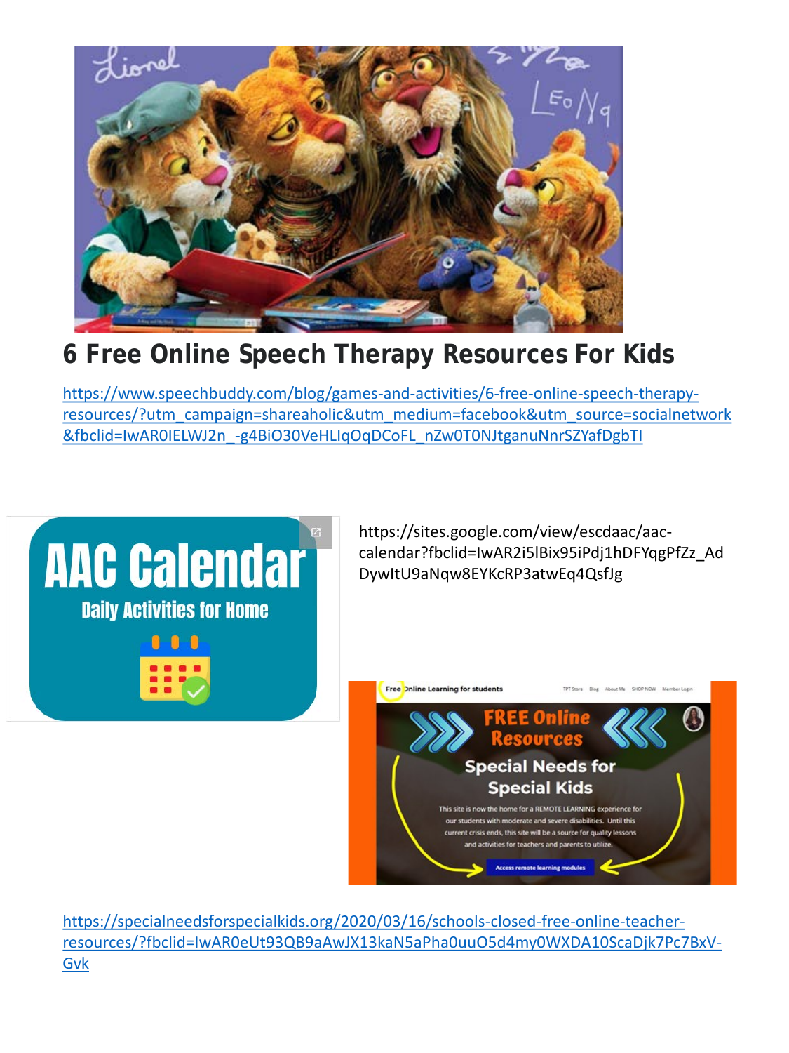# 6 Free Online Speech Therapy Resources For Kids

https://www.speechbuddy.com/blog/games-and-activities/6-free-online-speech-therapy-resources/?utm_campaign=shareaholic&utm_medium=facebook&utm_source=socialnetwork&fbclid=IwAR0IELWJ2n_-g4BiO30VeHLIqOqDCoFL_nZw0T0NJtganuNnrSZYafDgbTI

https://sites.google.com/view/escdaac/aac-calendar?fbclid=IwAR2i5lBix95iPdj1hDFYqgPfZz_AdDywItU9aNqw8EYKcRP3atwEq4QsfJg

https://specialneedsforspecialkids.org/2020/03/16/schools-closed-free-online-teacher-resources/?fbclid=IwAR0eUt93QB9aAwJX13kaN5aPha0uuO5d4my0WXDA10ScaDjk7Pc7BxV-Gvk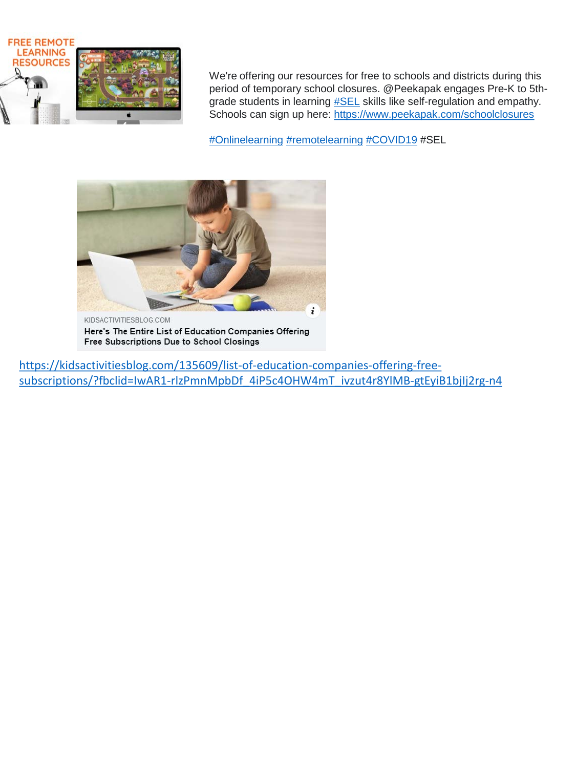We're offering our resources for free to schools and districts during this period of temporary school closures. @Peekapak engages Pre-K to 5th-grade students in learning #SEL skills like self-regulation and empathy. Schools can sign up here: https://www.peekapak.com/schoolclosures

#Onlinelearning #remotelearning #COVID19 #SEL

KIDSACTIVITIESBLOG.COM

**Here's The Entire List of Education Companies Offering Free Subscriptions Due to School Closings**

https://kidsactivitiesblog.com/135609/list-of-education-companies-offering-free-subscriptions/?fbclid=IwAR1-rlzPmnMpbDf_4iP5c4OHW4mT_ivzut4r8YlMB-gtEyiB1bjIj2rg-n4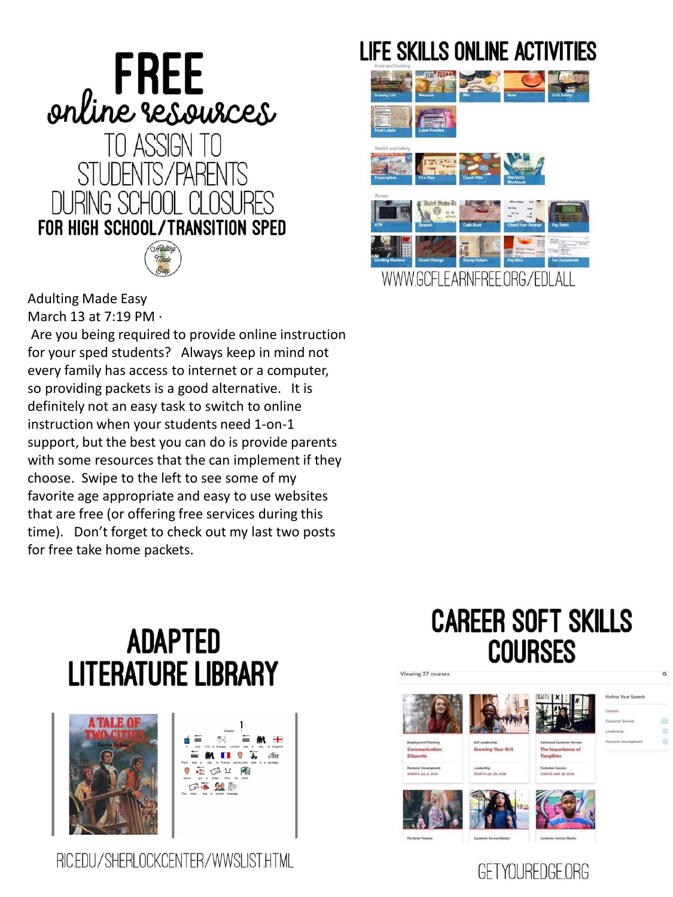# FREE online resources TO ASSIGN TO STUDENTS/PARENTS DURING SCHOOL CLOSURES

## FOR HIGH SCHOOL/TRANSITION SPED

Adulting Made Easy

Adulting Made Easy
March 13 at 7:19 PM ·

Are you being required to provide online instruction for your sped students? Always keep in mind not every family has access to internet or a computer, so providing packets is a good alternative. It is definitely not an easy task to switch to online instruction when your students need 1-on-1 support, but the best you can do is provide parents with some resources that the can implement if they choose. Swipe to the left to see some of my favorite age appropriate and easy to use websites that are free (or offering free services during this time). Don't forget to check out my last two posts for free take home packets.

## LIFE SKILLS ONLINE ACTIVITIES

Food and Cooking

Grocery List, Measure, Mix, Bake, Grill Safety, Food Labels, Label Practice

Health and Safety

Prescription, Fire Plan, Count Pills, HIV/AIDS Workbook

Money

ATM, Deposit, Cash Back, Check Your Receipt, Pay Debit, Vending Machine, Count Change, Stamp Values, Pay Bills, Tax Documents

WWW.GCFLEARNFREE.ORG/EDLALL

## ADAPTED LITERATURE LIBRARY

A TALE OF TWO CITIES
Charles Dickens

RIC.EDU/SHERLOCKCENTER/WWSLIST.HTML

## CAREER SOFT SKILLS COURSES

Viewing 27 courses

Employment Planning — Communication Etiquette — Personal Development — STARTS: JUL 2, 2018

Self-Leadership — Growing Your Grit — Leadership — STARTS: JUL 29, 2018

Advanced Customer Service — The Importance of Tangibles — Customer Service — STARTS: MAY 28, 2018

Refine Your Search: Domain, Customer Service, Leadership, Personal Development

Personal Finance

Customer Service Basics

Customer Service Basics

GETYOUREDGE.ORG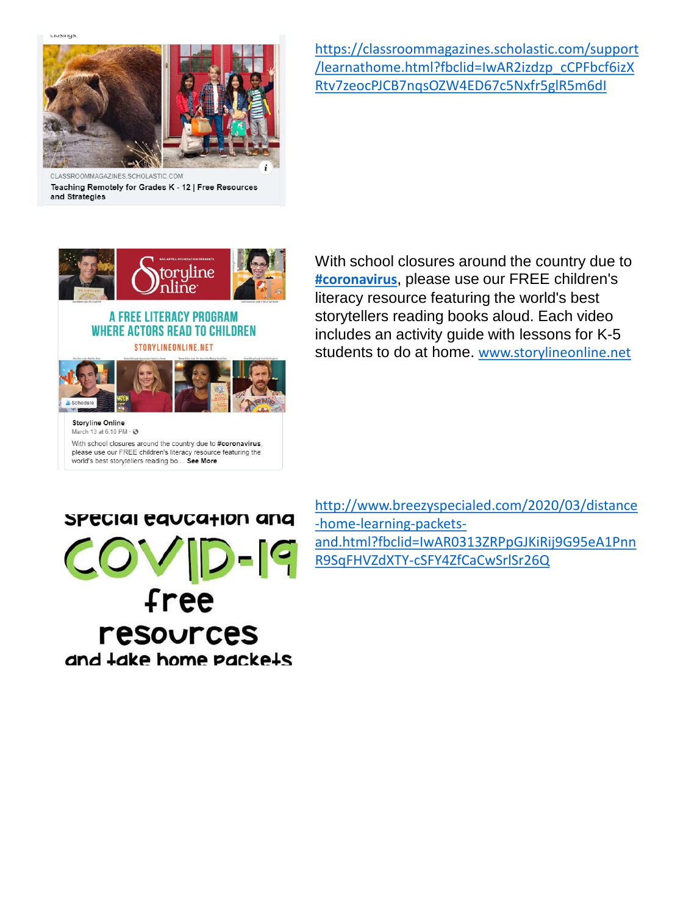CLASSROOMMAGAZINES.SCHOLASTIC.COM

Teaching Remotely for Grades K - 12 | Free Resources and Strategies

https://classroommagazines.scholastic.com/support/learnathome.html?fbclid=IwAR2izdzp_cCPFbcf6izXRtv7zeocPJCB7nqsOZW4ED67c5Nxfr5glR5m6dI

A FREE LITERACY PROGRAM WHERE ACTORS READ TO CHILDREN

STORYLINEONLINE.NET

Storyline Online

March 13 at 6:10 PM

With school closures around the country due to #coronavirus, please use our FREE children's literacy resource featuring the world's best storytellers reading bo... See More

With school closures around the country due to **#coronavirus**, please use our FREE children's literacy resource featuring the world's best storytellers reading books aloud. Each video includes an activity guide with lessons for K-5 students to do at home. www.storylineonline.net

Special education and COVID-19 free resources and take home packets

http://www.breezyspecialed.com/2020/03/distance-home-learning-packets-and.html?fbclid=IwAR0313ZRPpGJKiRij9G95eA1PnnR9SqFHVZdXTY-cSFY4ZfCaCwSrlSr26Q